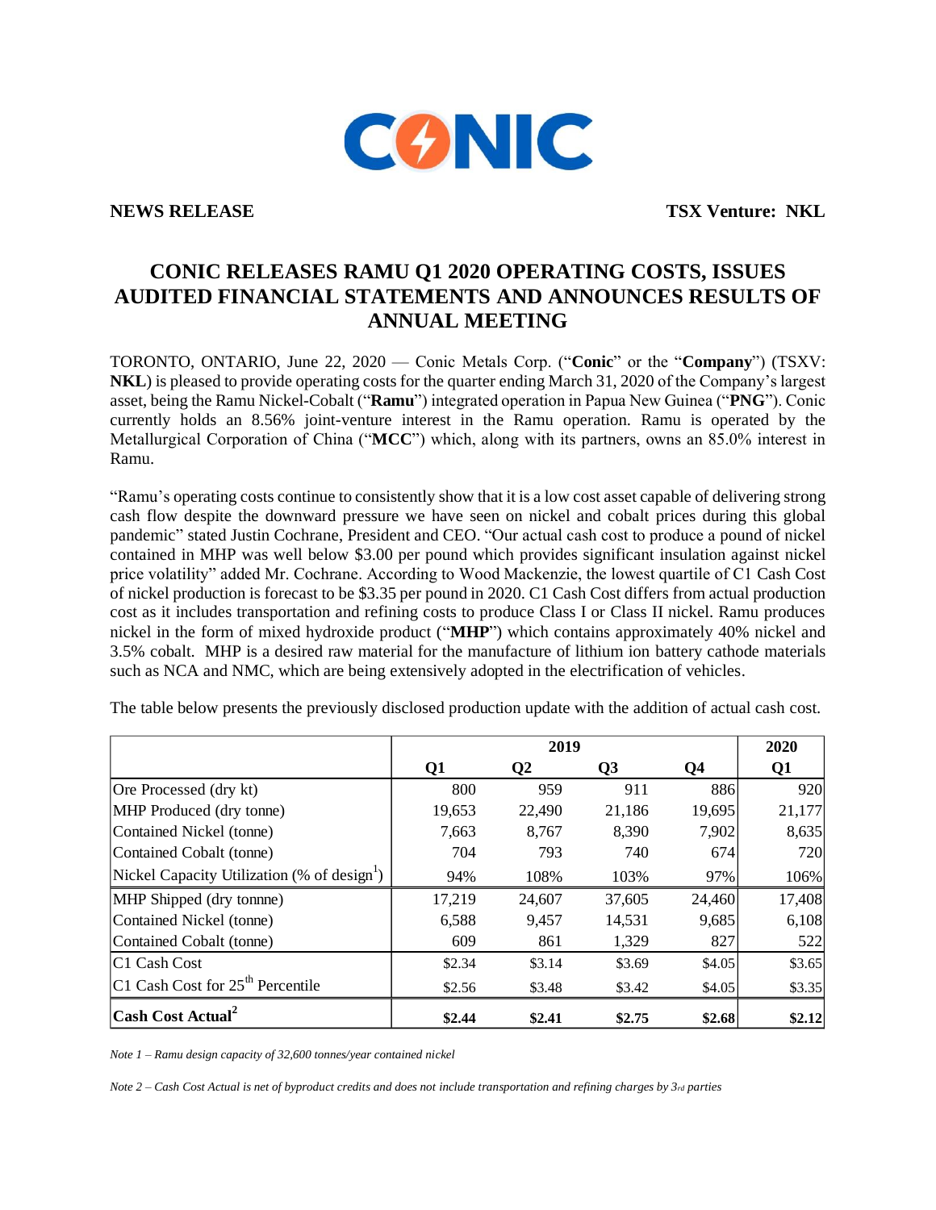CONIC

**NEWS RELEASE** **TSX Venture: NKL**

# CONIC RELEASES RAMU Q1 2020 OPERATING COSTS, ISSUES AUDITED FINANCIAL STATEMENTS AND ANNOUNCES RESULTS OF ANNUAL MEETING

TORONTO, ONTARIO, June 22, 2020 — Conic Metals Corp. ("**Conic**" or the "**Company**") (TSXV: **NKL**) is pleased to provide operating costs for the quarter ending March 31, 2020 of the Company's largest asset, being the Ramu Nickel-Cobalt ("**Ramu**") integrated operation in Papua New Guinea ("**PNG**"). Conic currently holds an 8.56% joint-venture interest in the Ramu operation. Ramu is operated by the Metallurgical Corporation of China ("**MCC**") which, along with its partners, owns an 85.0% interest in Ramu.

"Ramu's operating costs continue to consistently show that it is a low cost asset capable of delivering strong cash flow despite the downward pressure we have seen on nickel and cobalt prices during this global pandemic" stated Justin Cochrane, President and CEO. "Our actual cash cost to produce a pound of nickel contained in MHP was well below $3.00 per pound which provides significant insulation against nickel price volatility" added Mr. Cochrane. According to Wood Mackenzie, the lowest quartile of C1 Cash Cost of nickel production is forecast to be $3.35 per pound in 2020. C1 Cash Cost differs from actual production cost as it includes transportation and refining costs to produce Class I or Class II nickel. Ramu produces nickel in the form of mixed hydroxide product ("**MHP**") which contains approximately 40% nickel and 3.5% cobalt. MHP is a desired raw material for the manufacture of lithium ion battery cathode materials such as NCA and NMC, which are being extensively adopted in the electrification of vehicles.

The table below presents the previously disclosed production update with the addition of actual cash cost.

| | 2019 | | | | 2020 |
|---|---|---|---|---|---|
| | **Q1** | **Q2** | **Q3** | **Q4** | **Q1** |
| Ore Processed (dry kt) | 800 | 959 | 911 | 886 | 920 |
| MHP Produced (dry tonne) | 19,653 | 22,490 | 21,186 | 19,695 | 21,177 |
| Contained Nickel (tonne) | 7,663 | 8,767 | 8,390 | 7,902 | 8,635 |
| Contained Cobalt (tonne) | 704 | 793 | 740 | 674 | 720 |
| Nickel Capacity Utilization (% of design[1]) | 94% | 108% | 103% | 97% | 106% |
| MHP Shipped (dry tonnne) | 17,219 | 24,607 | 37,605 | 24,460 | 17,408 |
| Contained Nickel (tonne) | 6,588 | 9,457 | 14,531 | 9,685 | 6,108 |
| Contained Cobalt (tonne) | 609 | 861 | 1,329 | 827 | 522 |
| C1 Cash Cost | $2.34 | $3.14 | $3.69 | $4.05 | $3.65 |
| C1 Cash Cost for 25th Percentile | $2.56 | $3.48 | $3.42 | $4.05 | $3.35 |
| **Cash Cost Actual[2]** | **$2.44** | **$2.41** | **$2.75** | **$2.68** | **$2.12** |

*Note 1 – Ramu design capacity of 32,600 tonnes/year contained nickel*

*Note 2 – Cash Cost Actual is net of byproduct credits and does not include transportation and refining charges by 3rd parties*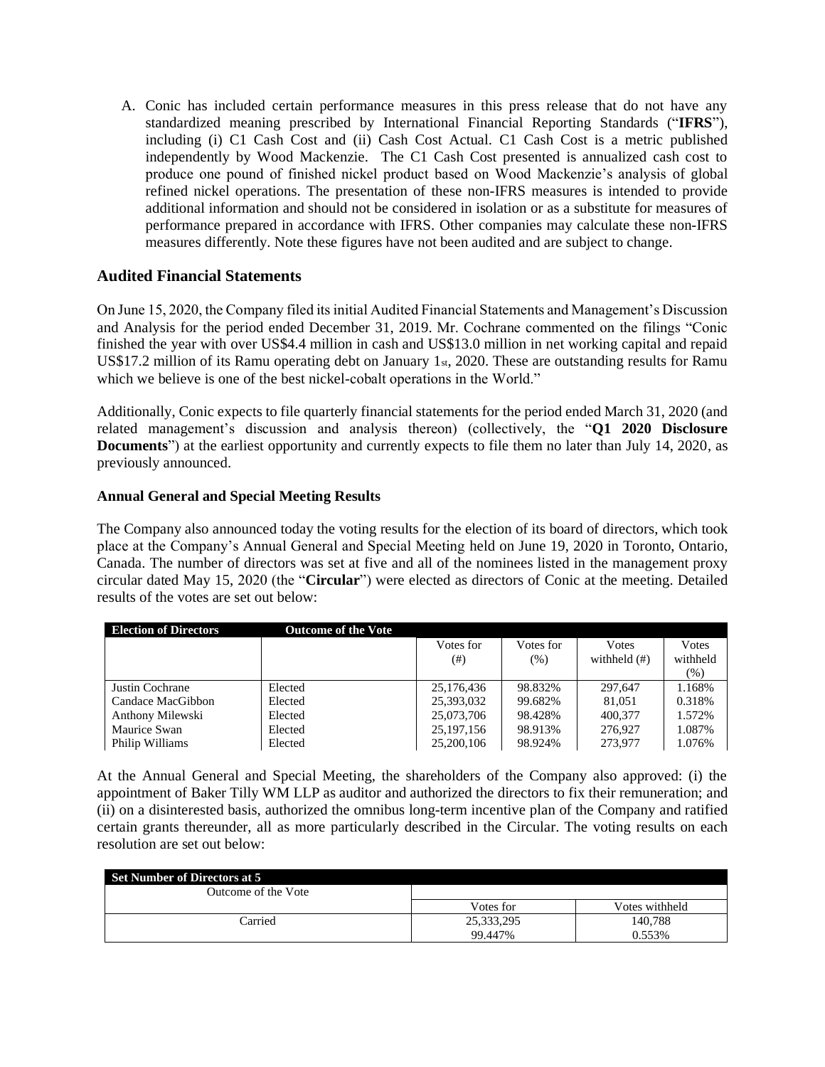A. Conic has included certain performance measures in this press release that do not have any standardized meaning prescribed by International Financial Reporting Standards ("**IFRS**"), including (i) C1 Cash Cost and (ii) Cash Cost Actual. C1 Cash Cost is a metric published independently by Wood Mackenzie. The C1 Cash Cost presented is annualized cash cost to produce one pound of finished nickel product based on Wood Mackenzie's analysis of global refined nickel operations. The presentation of these non-IFRS measures is intended to provide additional information and should not be considered in isolation or as a substitute for measures of performance prepared in accordance with IFRS. Other companies may calculate these non-IFRS measures differently. Note these figures have not been audited and are subject to change.

## Audited Financial Statements

On June 15, 2020, the Company filed its initial Audited Financial Statements and Management's Discussion and Analysis for the period ended December 31, 2019. Mr. Cochrane commented on the filings "Conic finished the year with over US$4.4 million in cash and US$13.0 million in net working capital and repaid US$17.2 million of its Ramu operating debt on January 1st, 2020. These are outstanding results for Ramu which we believe is one of the best nickel-cobalt operations in the World."

Additionally, Conic expects to file quarterly financial statements for the period ended March 31, 2020 (and related management's discussion and analysis thereon) (collectively, the "**Q1 2020 Disclosure Documents**") at the earliest opportunity and currently expects to file them no later than July 14, 2020, as previously announced.

### Annual General and Special Meeting Results

The Company also announced today the voting results for the election of its board of directors, which took place at the Company's Annual General and Special Meeting held on June 19, 2020 in Toronto, Ontario, Canada. The number of directors was set at five and all of the nominees listed in the management proxy circular dated May 15, 2020 (the "**Circular**") were elected as directors of Conic at the meeting. Detailed results of the votes are set out below:

| Election of Directors | Outcome of the Vote | Votes for (#) | Votes for (%) | Votes withheld (#) | Votes withheld (%) |
|---|---|---|---|---|---|
| Justin Cochrane | Elected | 25,176,436 | 98.832% | 297,647 | 1.168% |
| Candace MacGibbon | Elected | 25,393,032 | 99.682% | 81,051 | 0.318% |
| Anthony Milewski | Elected | 25,073,706 | 98.428% | 400,377 | 1.572% |
| Maurice Swan | Elected | 25,197,156 | 98.913% | 276,927 | 1.087% |
| Philip Williams | Elected | 25,200,106 | 98.924% | 273,977 | 1.076% |

At the Annual General and Special Meeting, the shareholders of the Company also approved: (i) the appointment of Baker Tilly WM LLP as auditor and authorized the directors to fix their remuneration; and (ii) on a disinterested basis, authorized the omnibus long-term incentive plan of the Company and ratified certain grants thereunder, all as more particularly described in the Circular. The voting results on each resolution are set out below:

| Set Number of Directors at 5 | | |
|---|---|---|
| Outcome of the Vote | | |
| | Votes for | Votes withheld |
| Carried | 25,333,295<br>99.447% | 140,788<br>0.553% |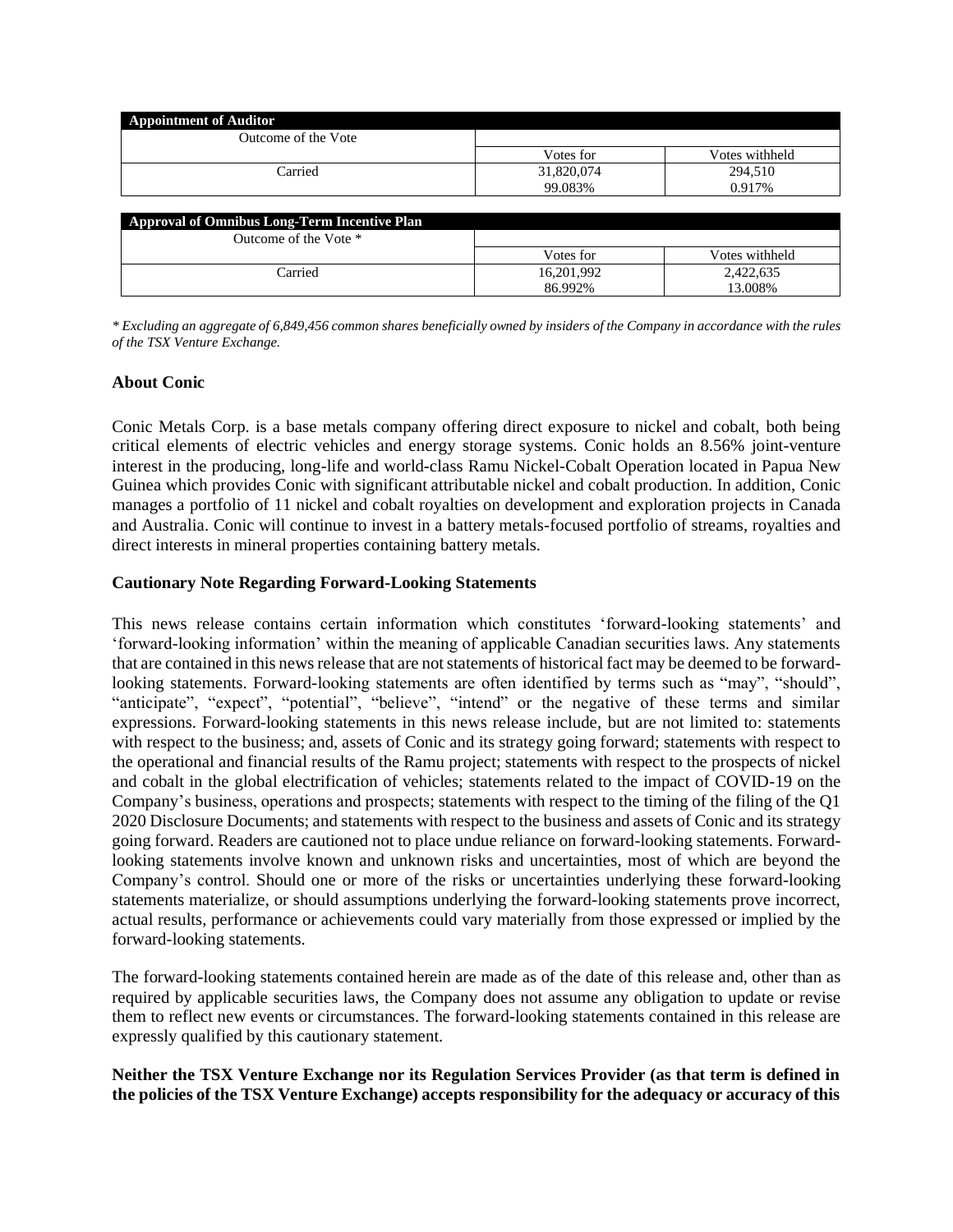| Appointment of Auditor | | |
|---|---|---|
| Outcome of the Vote | | |
| | Votes for | Votes withheld |
| Carried | 31,820,074<br>99.083% | 294,510<br>0.917% |

| Approval of Omnibus Long-Term Incentive Plan | | |
|---|---|---|
| Outcome of the Vote * | | |
| | Votes for | Votes withheld |
| Carried | 16,201,992<br>86.992% | 2,422,635<br>13.008% |

*\* Excluding an aggregate of 6,849,456 common shares beneficially owned by insiders of the Company in accordance with the rules of the TSX Venture Exchange.*

**About Conic**

Conic Metals Corp. is a base metals company offering direct exposure to nickel and cobalt, both being critical elements of electric vehicles and energy storage systems. Conic holds an 8.56% joint-venture interest in the producing, long-life and world-class Ramu Nickel-Cobalt Operation located in Papua New Guinea which provides Conic with significant attributable nickel and cobalt production. In addition, Conic manages a portfolio of 11 nickel and cobalt royalties on development and exploration projects in Canada and Australia. Conic will continue to invest in a battery metals-focused portfolio of streams, royalties and direct interests in mineral properties containing battery metals.

**Cautionary Note Regarding Forward-Looking Statements**

This news release contains certain information which constitutes 'forward-looking statements' and 'forward-looking information' within the meaning of applicable Canadian securities laws. Any statements that are contained in this news release that are not statements of historical fact may be deemed to be forward-looking statements. Forward-looking statements are often identified by terms such as "may", "should", "anticipate", "expect", "potential", "believe", "intend" or the negative of these terms and similar expressions. Forward-looking statements in this news release include, but are not limited to: statements with respect to the business; and, assets of Conic and its strategy going forward; statements with respect to the operational and financial results of the Ramu project; statements with respect to the prospects of nickel and cobalt in the global electrification of vehicles; statements related to the impact of COVID-19 on the Company's business, operations and prospects; statements with respect to the timing of the filing of the Q1 2020 Disclosure Documents; and statements with respect to the business and assets of Conic and its strategy going forward. Readers are cautioned not to place undue reliance on forward-looking statements. Forward-looking statements involve known and unknown risks and uncertainties, most of which are beyond the Company's control. Should one or more of the risks or uncertainties underlying these forward-looking statements materialize, or should assumptions underlying the forward-looking statements prove incorrect, actual results, performance or achievements could vary materially from those expressed or implied by the forward-looking statements.

The forward-looking statements contained herein are made as of the date of this release and, other than as required by applicable securities laws, the Company does not assume any obligation to update or revise them to reflect new events or circumstances. The forward-looking statements contained in this release are expressly qualified by this cautionary statement.

**Neither the TSX Venture Exchange nor its Regulation Services Provider (as that term is defined in the policies of the TSX Venture Exchange) accepts responsibility for the adequacy or accuracy of this**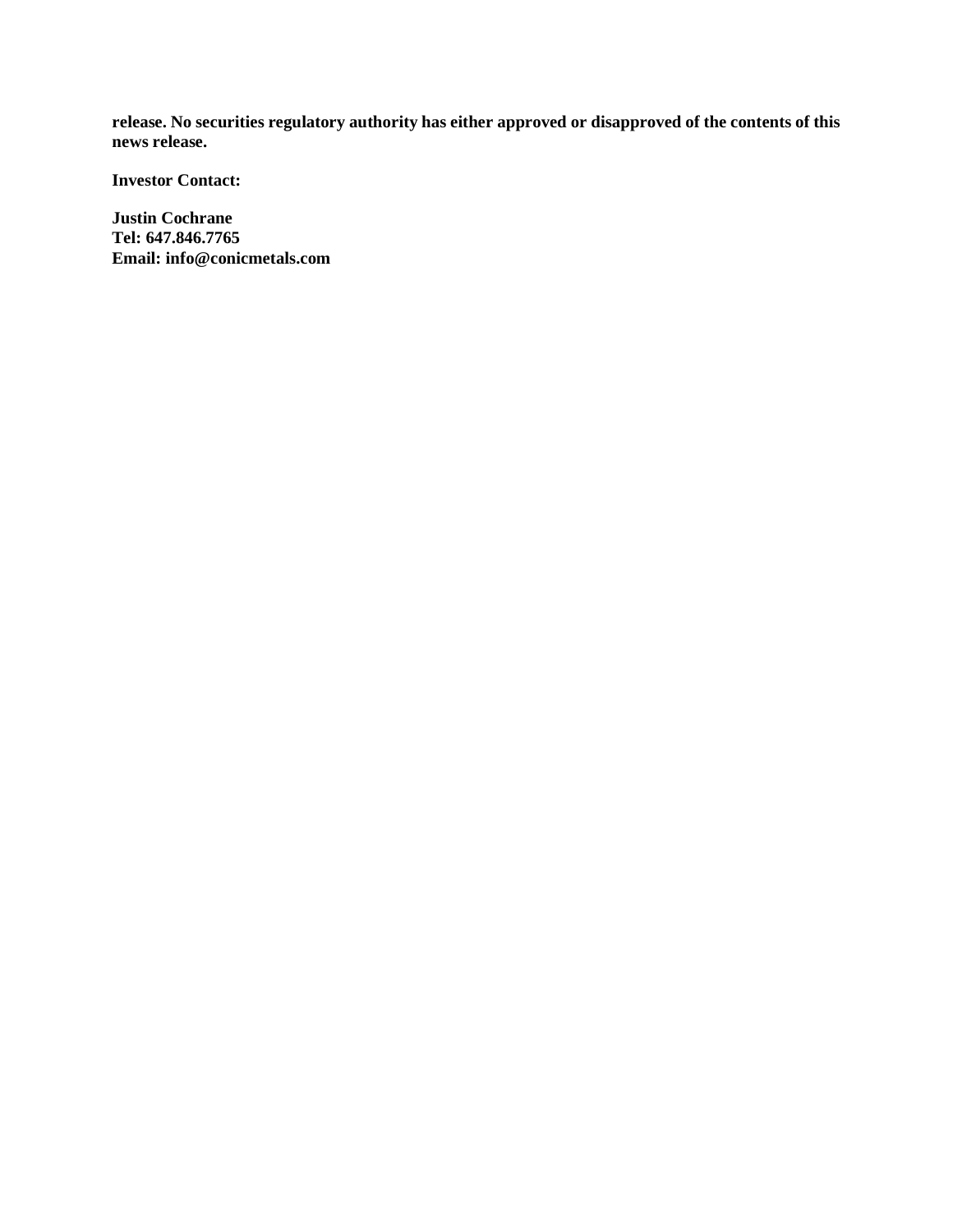**release. No securities regulatory authority has either approved or disapproved of the contents of this news release.**

**Investor Contact:**

**Justin Cochrane**
**Tel: 647.846.7765**
**Email: info@conicmetals.com**